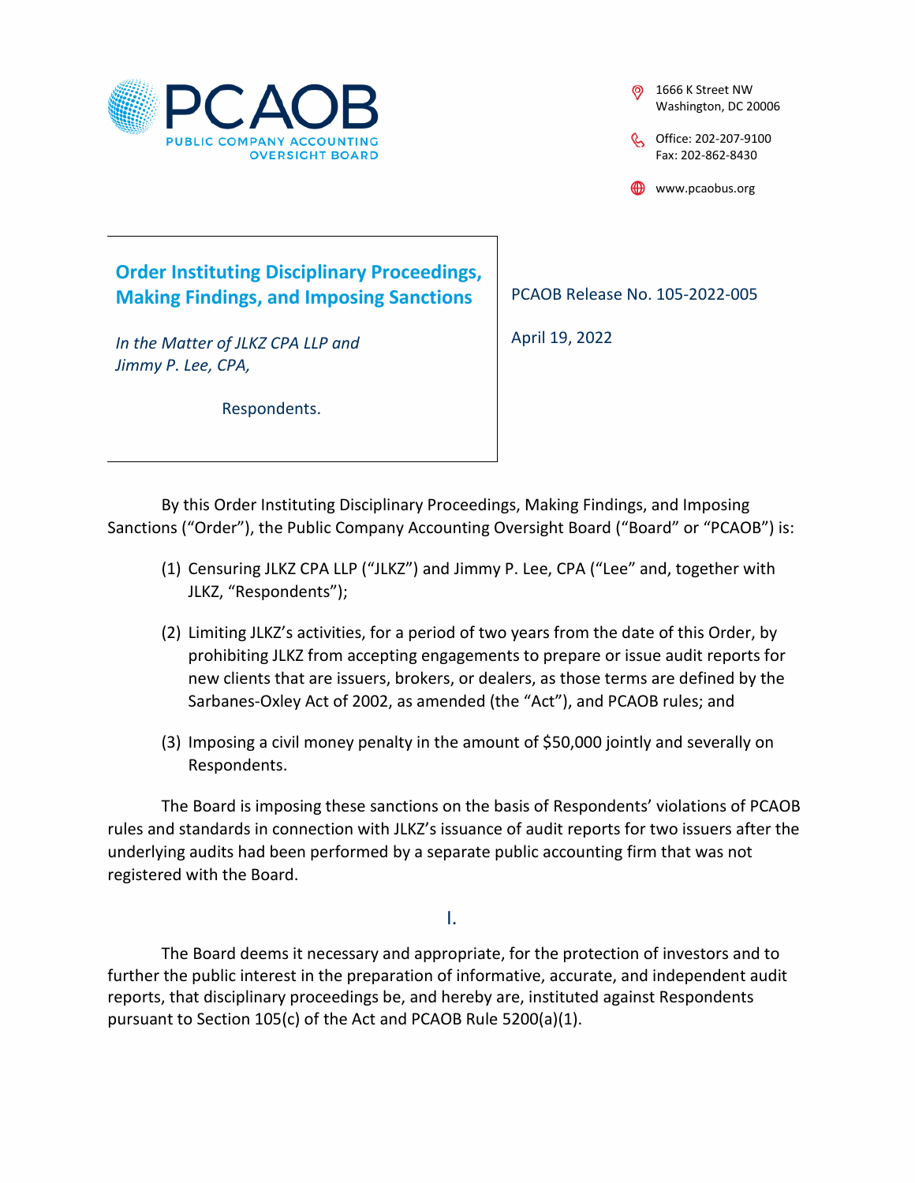PCAOB
PUBLIC COMPANY ACCOUNTING OVERSIGHT BOARD

1666 K Street NW
Washington, DC 20006

Office: 202-207-9100
Fax: 202-862-8430

www.pcaobus.org

## Order Instituting Disciplinary Proceedings, Making Findings, and Imposing Sanctions

*In the Matter of JLKZ CPA LLP and Jimmy P. Lee, CPA,*

Respondents.

PCAOB Release No. 105-2022-005

April 19, 2022

By this Order Instituting Disciplinary Proceedings, Making Findings, and Imposing Sanctions ("Order"), the Public Company Accounting Oversight Board ("Board" or "PCAOB") is:

(1) Censuring JLKZ CPA LLP ("JLKZ") and Jimmy P. Lee, CPA ("Lee" and, together with JLKZ, "Respondents");

(2) Limiting JLKZ's activities, for a period of two years from the date of this Order, by prohibiting JLKZ from accepting engagements to prepare or issue audit reports for new clients that are issuers, brokers, or dealers, as those terms are defined by the Sarbanes-Oxley Act of 2002, as amended (the "Act"), and PCAOB rules; and

(3) Imposing a civil money penalty in the amount of $50,000 jointly and severally on Respondents.

The Board is imposing these sanctions on the basis of Respondents' violations of PCAOB rules and standards in connection with JLKZ's issuance of audit reports for two issuers after the underlying audits had been performed by a separate public accounting firm that was not registered with the Board.

## I.

The Board deems it necessary and appropriate, for the protection of investors and to further the public interest in the preparation of informative, accurate, and independent audit reports, that disciplinary proceedings be, and hereby are, instituted against Respondents pursuant to Section 105(c) of the Act and PCAOB Rule 5200(a)(1).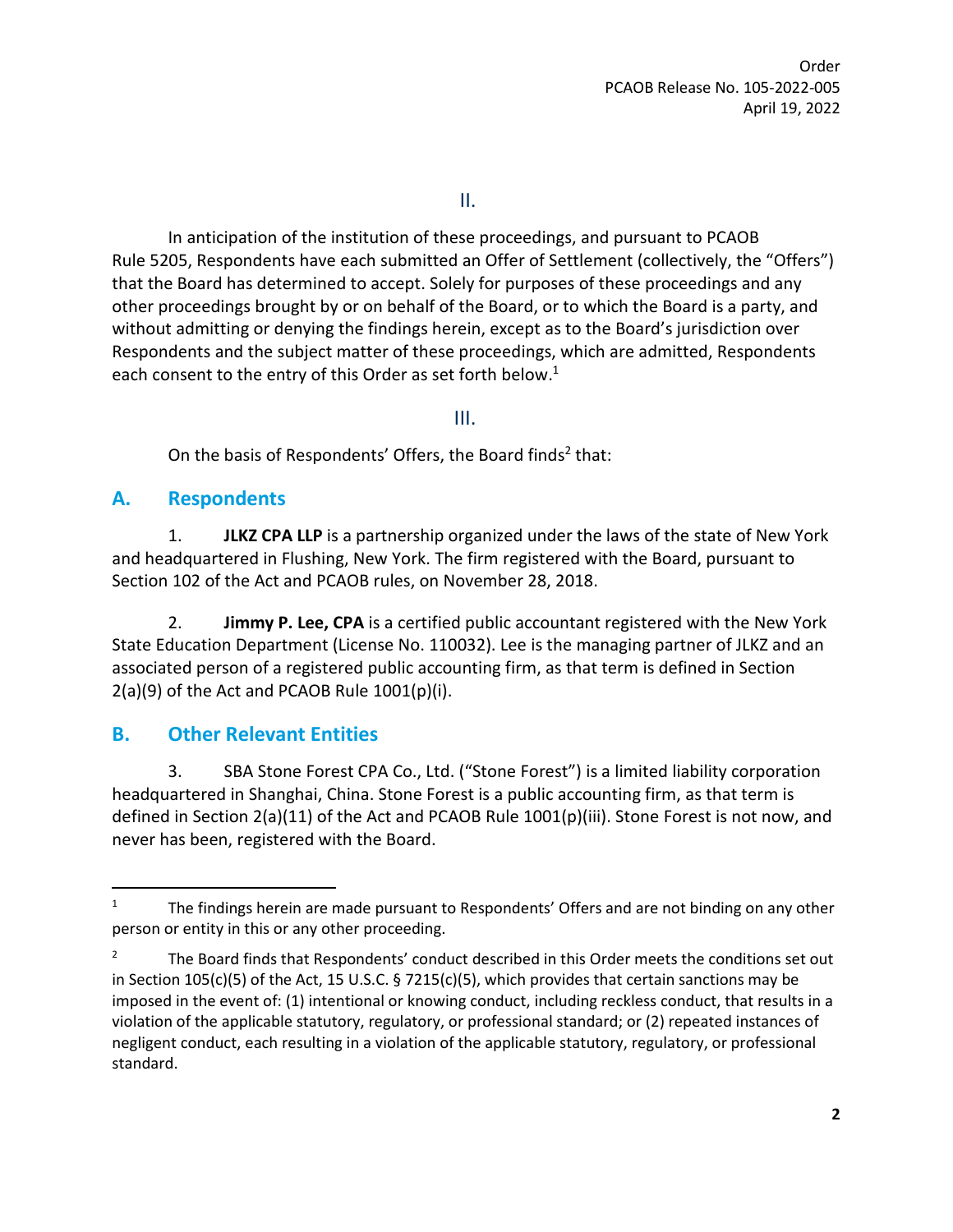## II.

In anticipation of the institution of these proceedings, and pursuant to PCAOB Rule 5205, Respondents have each submitted an Offer of Settlement (collectively, the "Offers") that the Board has determined to accept. Solely for purposes of these proceedings and any other proceedings brought by or on behalf of the Board, or to which the Board is a party, and without admitting or denying the findings herein, except as to the Board's jurisdiction over Respondents and the subject matter of these proceedings, which are admitted, Respondents each consent to the entry of this Order as set forth below.[1]

## III.

On the basis of Respondents' Offers, the Board finds[2] that:

### A. Respondents

1. **JLKZ CPA LLP** is a partnership organized under the laws of the state of New York and headquartered in Flushing, New York. The firm registered with the Board, pursuant to Section 102 of the Act and PCAOB rules, on November 28, 2018.

2. **Jimmy P. Lee, CPA** is a certified public accountant registered with the New York State Education Department (License No. 110032). Lee is the managing partner of JLKZ and an associated person of a registered public accounting firm, as that term is defined in Section 2(a)(9) of the Act and PCAOB Rule 1001(p)(i).

### B. Other Relevant Entities

3. SBA Stone Forest CPA Co., Ltd. ("Stone Forest") is a limited liability corporation headquartered in Shanghai, China. Stone Forest is a public accounting firm, as that term is defined in Section 2(a)(11) of the Act and PCAOB Rule 1001(p)(iii). Stone Forest is not now, and never has been, registered with the Board.

---

[1] The findings herein are made pursuant to Respondents' Offers and are not binding on any other person or entity in this or any other proceeding.

[2] The Board finds that Respondents' conduct described in this Order meets the conditions set out in Section 105(c)(5) of the Act, 15 U.S.C. § 7215(c)(5), which provides that certain sanctions may be imposed in the event of: (1) intentional or knowing conduct, including reckless conduct, that results in a violation of the applicable statutory, regulatory, or professional standard; or (2) repeated instances of negligent conduct, each resulting in a violation of the applicable statutory, regulatory, or professional standard.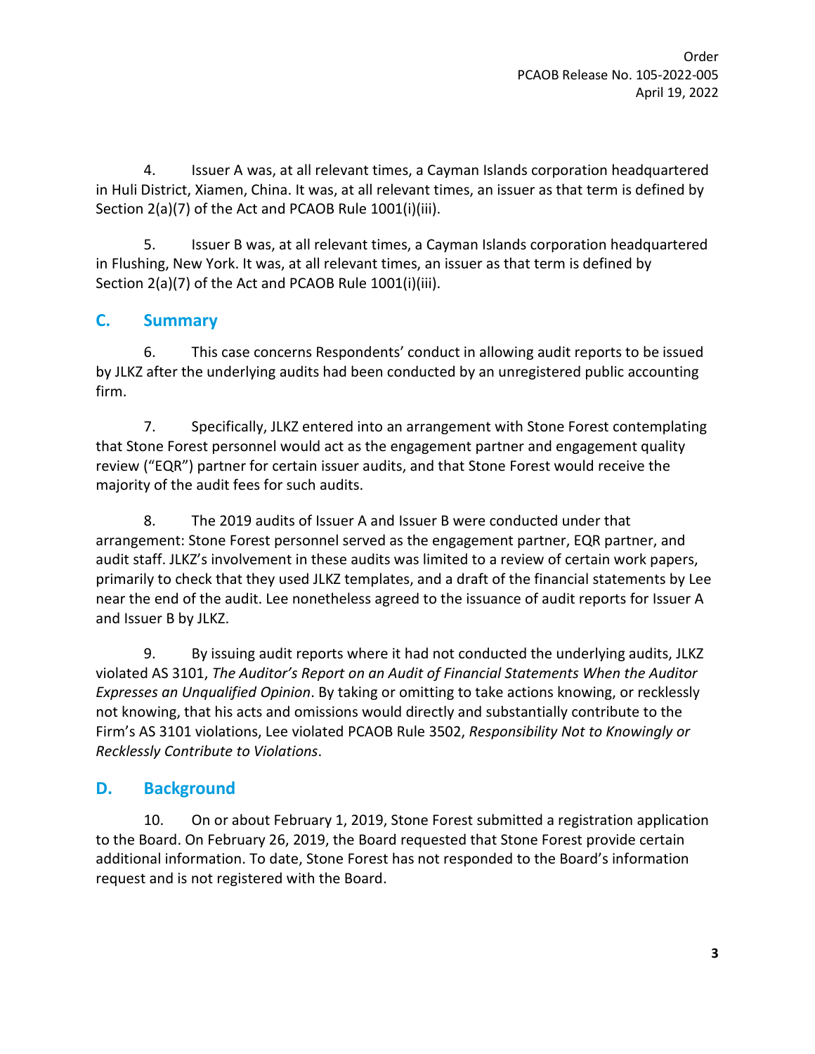4. Issuer A was, at all relevant times, a Cayman Islands corporation headquartered in Huli District, Xiamen, China. It was, at all relevant times, an issuer as that term is defined by Section 2(a)(7) of the Act and PCAOB Rule 1001(i)(iii).

5. Issuer B was, at all relevant times, a Cayman Islands corporation headquartered in Flushing, New York. It was, at all relevant times, an issuer as that term is defined by Section 2(a)(7) of the Act and PCAOB Rule 1001(i)(iii).

## C. Summary

6. This case concerns Respondents' conduct in allowing audit reports to be issued by JLKZ after the underlying audits had been conducted by an unregistered public accounting firm.

7. Specifically, JLKZ entered into an arrangement with Stone Forest contemplating that Stone Forest personnel would act as the engagement partner and engagement quality review ("EQR") partner for certain issuer audits, and that Stone Forest would receive the majority of the audit fees for such audits.

8. The 2019 audits of Issuer A and Issuer B were conducted under that arrangement: Stone Forest personnel served as the engagement partner, EQR partner, and audit staff. JLKZ's involvement in these audits was limited to a review of certain work papers, primarily to check that they used JLKZ templates, and a draft of the financial statements by Lee near the end of the audit. Lee nonetheless agreed to the issuance of audit reports for Issuer A and Issuer B by JLKZ.

9. By issuing audit reports where it had not conducted the underlying audits, JLKZ violated AS 3101, *The Auditor's Report on an Audit of Financial Statements When the Auditor Expresses an Unqualified Opinion*. By taking or omitting to take actions knowing, or recklessly not knowing, that his acts and omissions would directly and substantially contribute to the Firm's AS 3101 violations, Lee violated PCAOB Rule 3502, *Responsibility Not to Knowingly or Recklessly Contribute to Violations*.

## D. Background

10. On or about February 1, 2019, Stone Forest submitted a registration application to the Board. On February 26, 2019, the Board requested that Stone Forest provide certain additional information. To date, Stone Forest has not responded to the Board's information request and is not registered with the Board.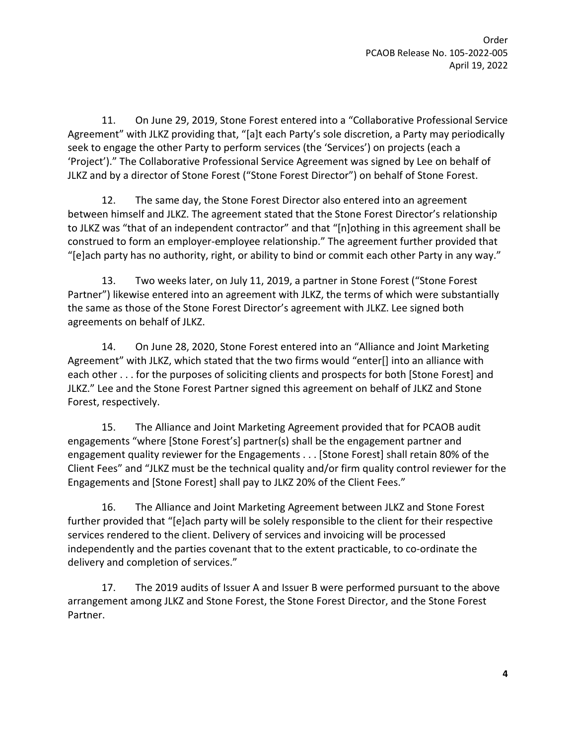11. On June 29, 2019, Stone Forest entered into a "Collaborative Professional Service Agreement" with JLKZ providing that, "[a]t each Party's sole discretion, a Party may periodically seek to engage the other Party to perform services (the 'Services') on projects (each a 'Project')." The Collaborative Professional Service Agreement was signed by Lee on behalf of JLKZ and by a director of Stone Forest ("Stone Forest Director") on behalf of Stone Forest.

12. The same day, the Stone Forest Director also entered into an agreement between himself and JLKZ. The agreement stated that the Stone Forest Director's relationship to JLKZ was "that of an independent contractor" and that "[n]othing in this agreement shall be construed to form an employer-employee relationship." The agreement further provided that "[e]ach party has no authority, right, or ability to bind or commit each other Party in any way."

13. Two weeks later, on July 11, 2019, a partner in Stone Forest ("Stone Forest Partner") likewise entered into an agreement with JLKZ, the terms of which were substantially the same as those of the Stone Forest Director's agreement with JLKZ. Lee signed both agreements on behalf of JLKZ.

14. On June 28, 2020, Stone Forest entered into an "Alliance and Joint Marketing Agreement" with JLKZ, which stated that the two firms would "enter[] into an alliance with each other . . . for the purposes of soliciting clients and prospects for both [Stone Forest] and JLKZ." Lee and the Stone Forest Partner signed this agreement on behalf of JLKZ and Stone Forest, respectively.

15. The Alliance and Joint Marketing Agreement provided that for PCAOB audit engagements "where [Stone Forest's] partner(s) shall be the engagement partner and engagement quality reviewer for the Engagements . . . [Stone Forest] shall retain 80% of the Client Fees" and "JLKZ must be the technical quality and/or firm quality control reviewer for the Engagements and [Stone Forest] shall pay to JLKZ 20% of the Client Fees."

16. The Alliance and Joint Marketing Agreement between JLKZ and Stone Forest further provided that "[e]ach party will be solely responsible to the client for their respective services rendered to the client. Delivery of services and invoicing will be processed independently and the parties covenant that to the extent practicable, to co-ordinate the delivery and completion of services."

17. The 2019 audits of Issuer A and Issuer B were performed pursuant to the above arrangement among JLKZ and Stone Forest, the Stone Forest Director, and the Stone Forest Partner.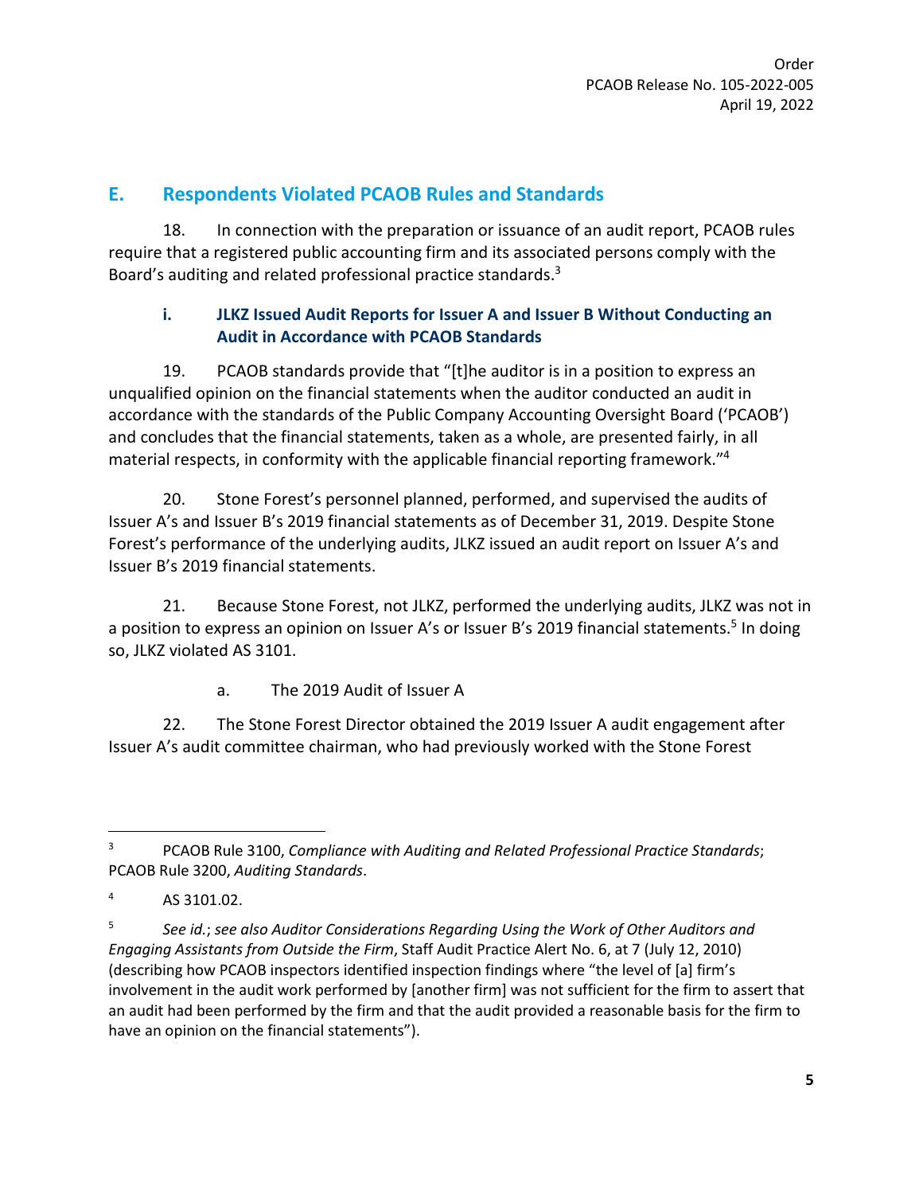## E. Respondents Violated PCAOB Rules and Standards

18. In connection with the preparation or issuance of an audit report, PCAOB rules require that a registered public accounting firm and its associated persons comply with the Board's auditing and related professional practice standards.[3]

### i. JLKZ Issued Audit Reports for Issuer A and Issuer B Without Conducting an Audit in Accordance with PCAOB Standards

19. PCAOB standards provide that "[t]he auditor is in a position to express an unqualified opinion on the financial statements when the auditor conducted an audit in accordance with the standards of the Public Company Accounting Oversight Board ('PCAOB') and concludes that the financial statements, taken as a whole, are presented fairly, in all material respects, in conformity with the applicable financial reporting framework."[4]

20. Stone Forest's personnel planned, performed, and supervised the audits of Issuer A's and Issuer B's 2019 financial statements as of December 31, 2019. Despite Stone Forest's performance of the underlying audits, JLKZ issued an audit report on Issuer A's and Issuer B's 2019 financial statements.

21. Because Stone Forest, not JLKZ, performed the underlying audits, JLKZ was not in a position to express an opinion on Issuer A's or Issuer B's 2019 financial statements.[5] In doing so, JLKZ violated AS 3101.

a. The 2019 Audit of Issuer A

22. The Stone Forest Director obtained the 2019 Issuer A audit engagement after Issuer A's audit committee chairman, who had previously worked with the Stone Forest

---

[3] PCAOB Rule 3100, *Compliance with Auditing and Related Professional Practice Standards*; PCAOB Rule 3200, *Auditing Standards*.

[4] AS 3101.02.

[5] *See id.*; *see also Auditor Considerations Regarding Using the Work of Other Auditors and Engaging Assistants from Outside the Firm*, Staff Audit Practice Alert No. 6, at 7 (July 12, 2010) (describing how PCAOB inspectors identified inspection findings where "the level of [a] firm's involvement in the audit work performed by [another firm] was not sufficient for the firm to assert that an audit had been performed by the firm and that the audit provided a reasonable basis for the firm to have an opinion on the financial statements").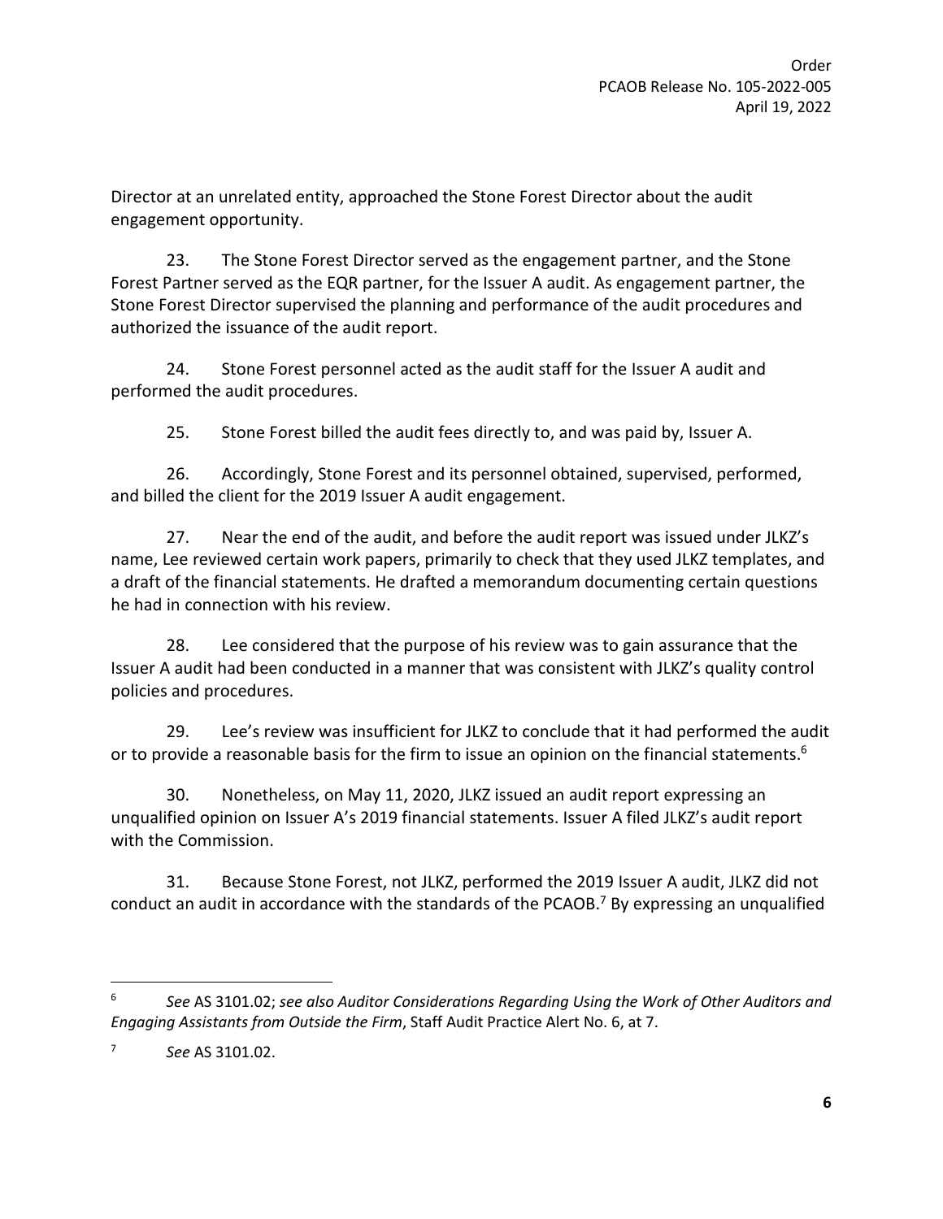Director at an unrelated entity, approached the Stone Forest Director about the audit engagement opportunity.

23. The Stone Forest Director served as the engagement partner, and the Stone Forest Partner served as the EQR partner, for the Issuer A audit. As engagement partner, the Stone Forest Director supervised the planning and performance of the audit procedures and authorized the issuance of the audit report.

24. Stone Forest personnel acted as the audit staff for the Issuer A audit and performed the audit procedures.

25. Stone Forest billed the audit fees directly to, and was paid by, Issuer A.

26. Accordingly, Stone Forest and its personnel obtained, supervised, performed, and billed the client for the 2019 Issuer A audit engagement.

27. Near the end of the audit, and before the audit report was issued under JLKZ's name, Lee reviewed certain work papers, primarily to check that they used JLKZ templates, and a draft of the financial statements. He drafted a memorandum documenting certain questions he had in connection with his review.

28. Lee considered that the purpose of his review was to gain assurance that the Issuer A audit had been conducted in a manner that was consistent with JLKZ's quality control policies and procedures.

29. Lee's review was insufficient for JLKZ to conclude that it had performed the audit or to provide a reasonable basis for the firm to issue an opinion on the financial statements.[6]

30. Nonetheless, on May 11, 2020, JLKZ issued an audit report expressing an unqualified opinion on Issuer A's 2019 financial statements. Issuer A filed JLKZ's audit report with the Commission.

31. Because Stone Forest, not JLKZ, performed the 2019 Issuer A audit, JLKZ did not conduct an audit in accordance with the standards of the PCAOB.[7] By expressing an unqualified

---

[6] *See* AS 3101.02; *see also Auditor Considerations Regarding Using the Work of Other Auditors and Engaging Assistants from Outside the Firm*, Staff Audit Practice Alert No. 6, at 7.

[7] *See* AS 3101.02.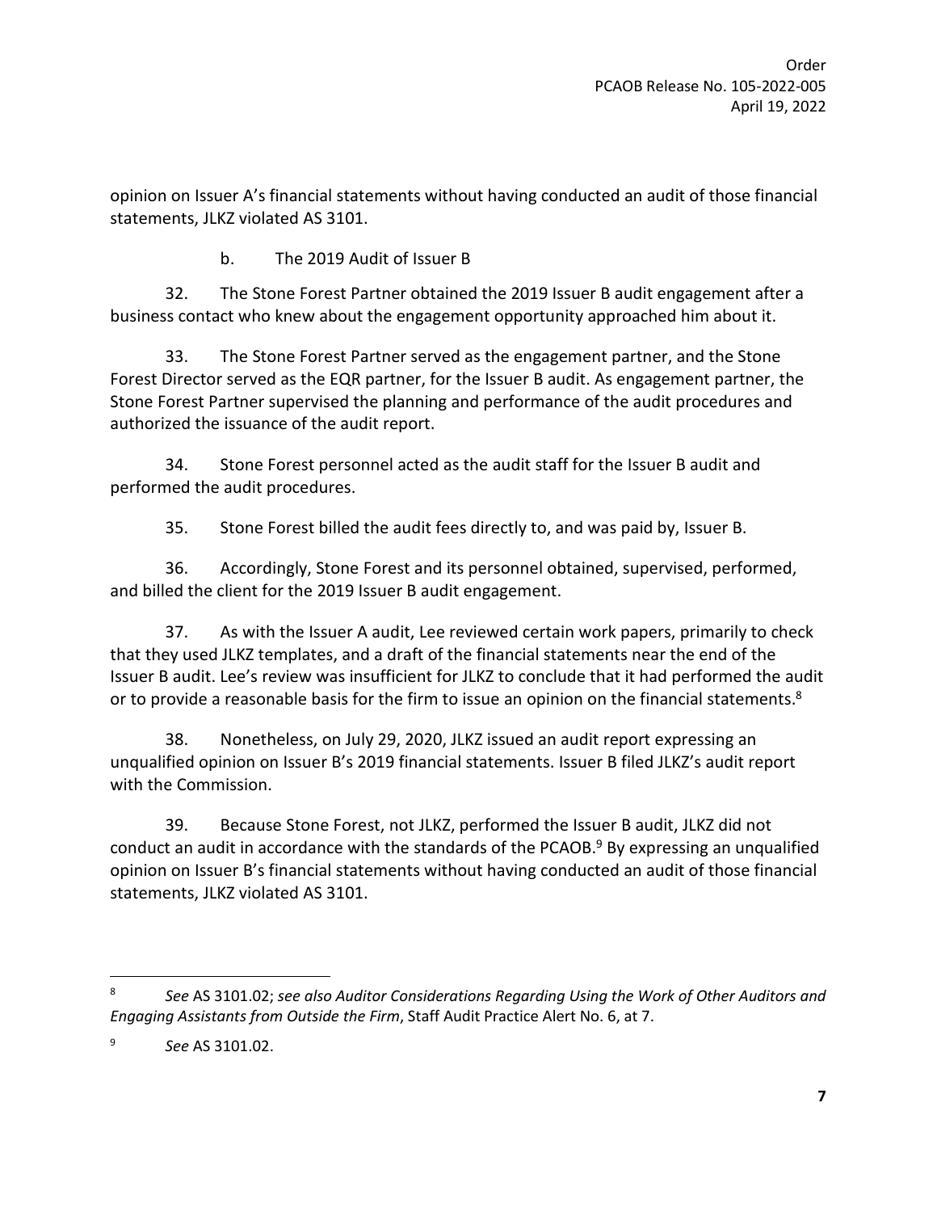opinion on Issuer A's financial statements without having conducted an audit of those financial statements, JLKZ violated AS 3101.

b. The 2019 Audit of Issuer B

32. The Stone Forest Partner obtained the 2019 Issuer B audit engagement after a business contact who knew about the engagement opportunity approached him about it.

33. The Stone Forest Partner served as the engagement partner, and the Stone Forest Director served as the EQR partner, for the Issuer B audit. As engagement partner, the Stone Forest Partner supervised the planning and performance of the audit procedures and authorized the issuance of the audit report.

34. Stone Forest personnel acted as the audit staff for the Issuer B audit and performed the audit procedures.

35. Stone Forest billed the audit fees directly to, and was paid by, Issuer B.

36. Accordingly, Stone Forest and its personnel obtained, supervised, performed, and billed the client for the 2019 Issuer B audit engagement.

37. As with the Issuer A audit, Lee reviewed certain work papers, primarily to check that they used JLKZ templates, and a draft of the financial statements near the end of the Issuer B audit. Lee's review was insufficient for JLKZ to conclude that it had performed the audit or to provide a reasonable basis for the firm to issue an opinion on the financial statements.[8]

38. Nonetheless, on July 29, 2020, JLKZ issued an audit report expressing an unqualified opinion on Issuer B's 2019 financial statements. Issuer B filed JLKZ's audit report with the Commission.

39. Because Stone Forest, not JLKZ, performed the Issuer B audit, JLKZ did not conduct an audit in accordance with the standards of the PCAOB.[9] By expressing an unqualified opinion on Issuer B's financial statements without having conducted an audit of those financial statements, JLKZ violated AS 3101.

---

[8] *See* AS 3101.02; *see also Auditor Considerations Regarding Using the Work of Other Auditors and Engaging Assistants from Outside the Firm*, Staff Audit Practice Alert No. 6, at 7.

[9] *See* AS 3101.02.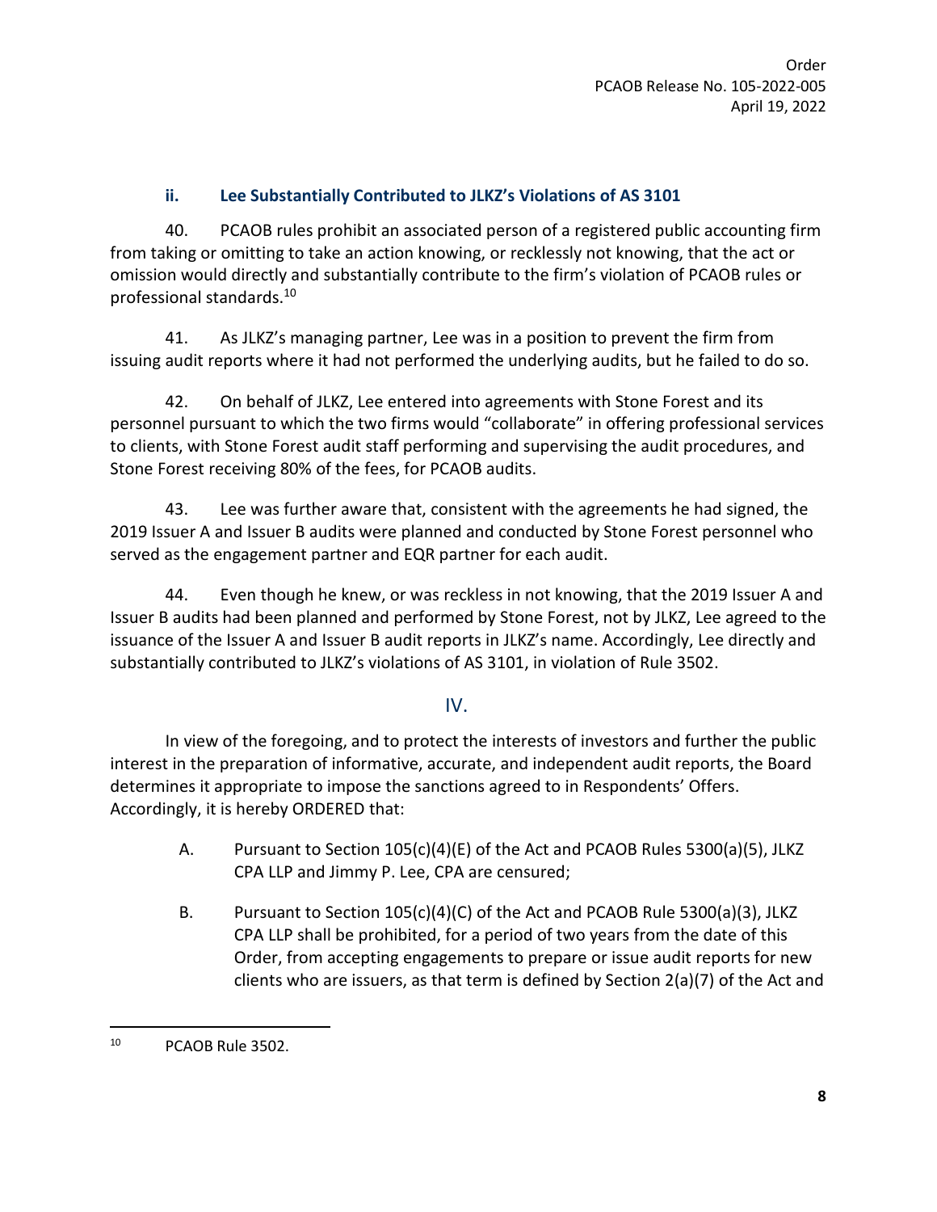### ii. Lee Substantially Contributed to JLKZ's Violations of AS 3101

40. PCAOB rules prohibit an associated person of a registered public accounting firm from taking or omitting to take an action knowing, or recklessly not knowing, that the act or omission would directly and substantially contribute to the firm's violation of PCAOB rules or professional standards.[10]

41. As JLKZ's managing partner, Lee was in a position to prevent the firm from issuing audit reports where it had not performed the underlying audits, but he failed to do so.

42. On behalf of JLKZ, Lee entered into agreements with Stone Forest and its personnel pursuant to which the two firms would "collaborate" in offering professional services to clients, with Stone Forest audit staff performing and supervising the audit procedures, and Stone Forest receiving 80% of the fees, for PCAOB audits.

43. Lee was further aware that, consistent with the agreements he had signed, the 2019 Issuer A and Issuer B audits were planned and conducted by Stone Forest personnel who served as the engagement partner and EQR partner for each audit.

44. Even though he knew, or was reckless in not knowing, that the 2019 Issuer A and Issuer B audits had been planned and performed by Stone Forest, not by JLKZ, Lee agreed to the issuance of the Issuer A and Issuer B audit reports in JLKZ's name. Accordingly, Lee directly and substantially contributed to JLKZ's violations of AS 3101, in violation of Rule 3502.

## IV.

In view of the foregoing, and to protect the interests of investors and further the public interest in the preparation of informative, accurate, and independent audit reports, the Board determines it appropriate to impose the sanctions agreed to in Respondents' Offers. Accordingly, it is hereby ORDERED that:

A. Pursuant to Section 105(c)(4)(E) of the Act and PCAOB Rules 5300(a)(5), JLKZ CPA LLP and Jimmy P. Lee, CPA are censured;

B. Pursuant to Section 105(c)(4)(C) of the Act and PCAOB Rule 5300(a)(3), JLKZ CPA LLP shall be prohibited, for a period of two years from the date of this Order, from accepting engagements to prepare or issue audit reports for new clients who are issuers, as that term is defined by Section 2(a)(7) of the Act and

---

[10] PCAOB Rule 3502.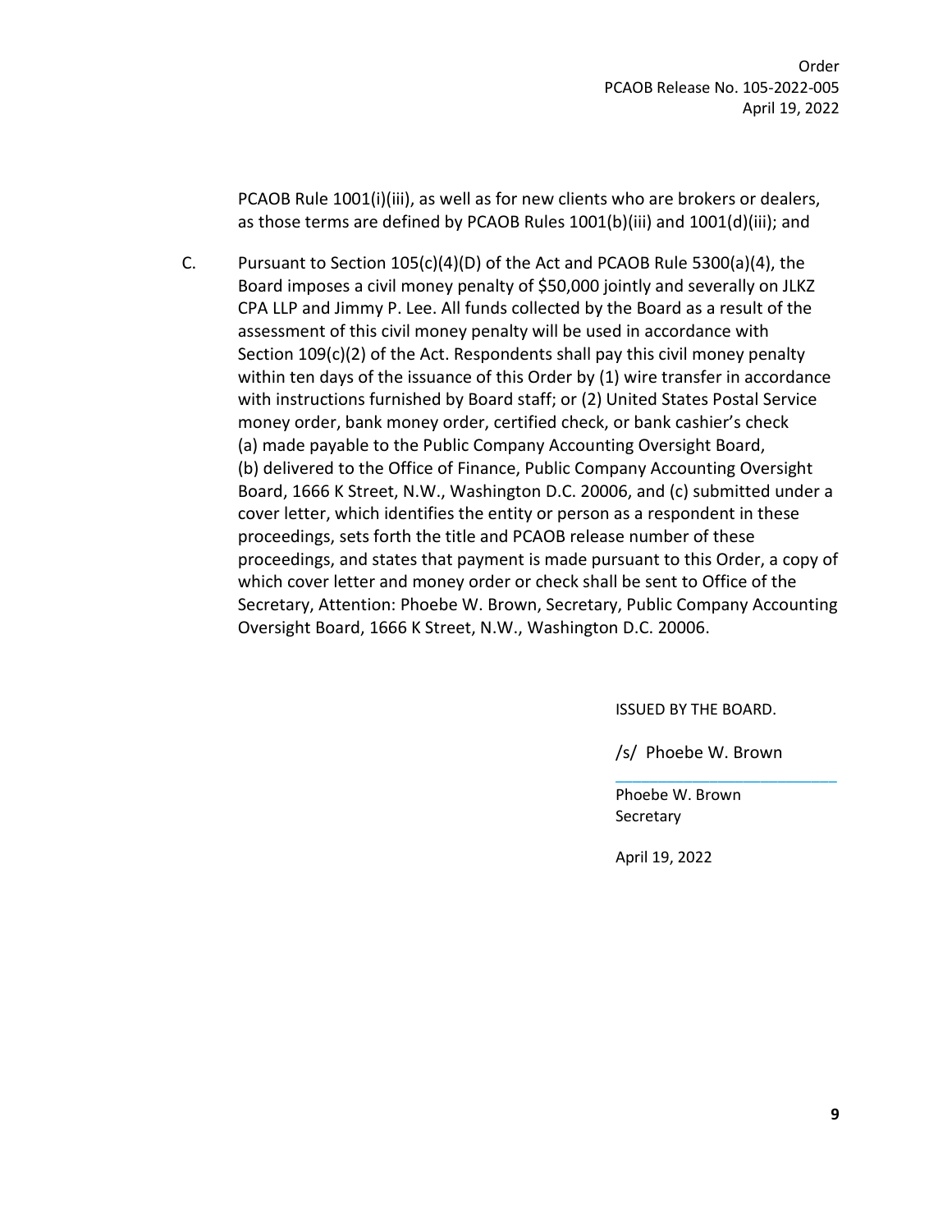PCAOB Rule 1001(i)(iii), as well as for new clients who are brokers or dealers, as those terms are defined by PCAOB Rules 1001(b)(iii) and 1001(d)(iii); and

C. Pursuant to Section 105(c)(4)(D) of the Act and PCAOB Rule 5300(a)(4), the Board imposes a civil money penalty of $50,000 jointly and severally on JLKZ CPA LLP and Jimmy P. Lee. All funds collected by the Board as a result of the assessment of this civil money penalty will be used in accordance with Section 109(c)(2) of the Act. Respondents shall pay this civil money penalty within ten days of the issuance of this Order by (1) wire transfer in accordance with instructions furnished by Board staff; or (2) United States Postal Service money order, bank money order, certified check, or bank cashier's check (a) made payable to the Public Company Accounting Oversight Board, (b) delivered to the Office of Finance, Public Company Accounting Oversight Board, 1666 K Street, N.W., Washington D.C. 20006, and (c) submitted under a cover letter, which identifies the entity or person as a respondent in these proceedings, sets forth the title and PCAOB release number of these proceedings, and states that payment is made pursuant to this Order, a copy of which cover letter and money order or check shall be sent to Office of the Secretary, Attention: Phoebe W. Brown, Secretary, Public Company Accounting Oversight Board, 1666 K Street, N.W., Washington D.C. 20006.

ISSUED BY THE BOARD.

/s/ Phoebe W. Brown

Phoebe W. Brown
Secretary

April 19, 2022